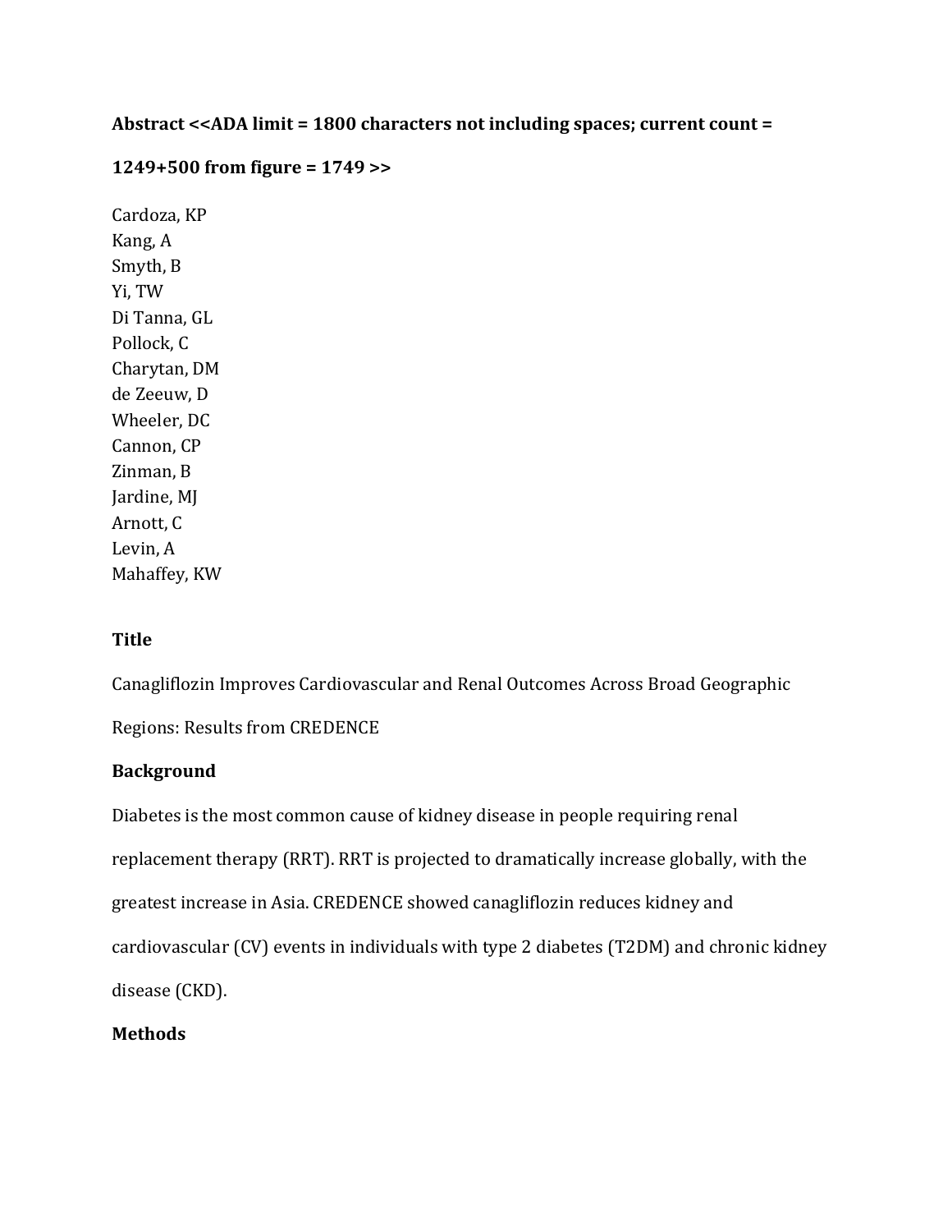**Abstract <<ADA limit = 1800 characters not including spaces; current count = 1249+500 from figure = 1749 >>**

Cardoza, KP
Kang, A
Smyth, B
Yi, TW
Di Tanna, GL
Pollock, C
Charytan, DM
de Zeeuw, D
Wheeler, DC
Cannon, CP
Zinman, B
Jardine, MJ
Arnott, C
Levin, A
Mahaffey, KW

## Title

Canagliflozin Improves Cardiovascular and Renal Outcomes Across Broad Geographic Regions: Results from CREDENCE

## Background

Diabetes is the most common cause of kidney disease in people requiring renal replacement therapy (RRT). RRT is projected to dramatically increase globally, with the greatest increase in Asia. CREDENCE showed canagliflozin reduces kidney and cardiovascular (CV) events in individuals with type 2 diabetes (T2DM) and chronic kidney disease (CKD).

## Methods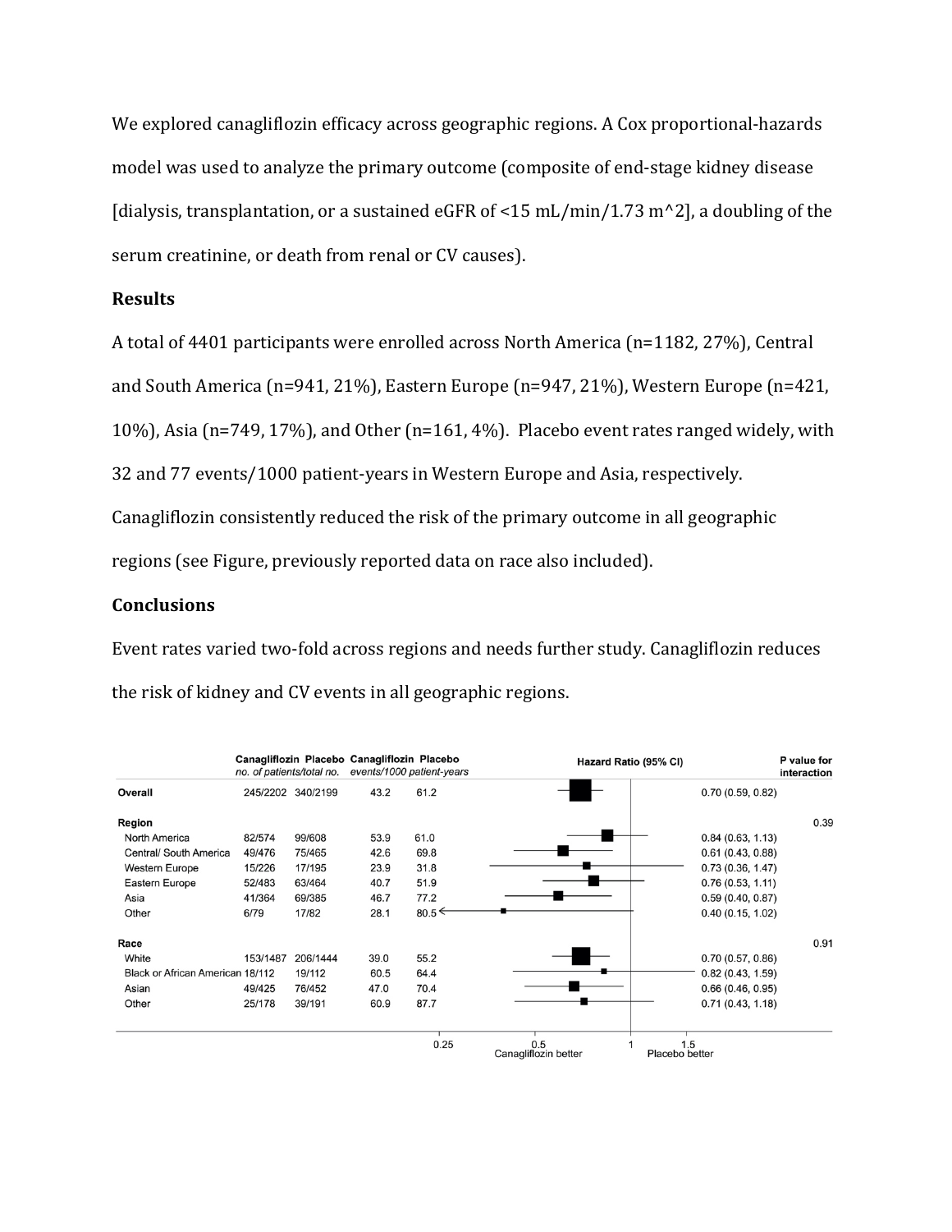We explored canagliflozin efficacy across geographic regions. A Cox proportional-hazards model was used to analyze the primary outcome (composite of end-stage kidney disease [dialysis, transplantation, or a sustained eGFR of <15 mL/min/1.73 $m^2$], a doubling of the serum creatinine, or death from renal or CV causes).

## Results

A total of 4401 participants were enrolled across North America (n=1182, 27%), Central and South America (n=941, 21%), Eastern Europe (n=947, 21%), Western Europe (n=421, 10%), Asia (n=749, 17%), and Other (n=161, 4%). Placebo event rates ranged widely, with 32 and 77 events/1000 patient-years in Western Europe and Asia, respectively. Canagliflozin consistently reduced the risk of the primary outcome in all geographic regions (see Figure, previously reported data on race also included).

## Conclusions

Event rates varied two-fold across regions and needs further study. Canagliflozin reduces the risk of kidney and CV events in all geographic regions.

Canagliflozin Placebo
no. of patients/total no.
Canagliflozin Placebo
events/1000 patient-years
Hazard Ratio (95% CI)
P value for interaction

Overall 245/2202 340/2199 43.2 61.2 0.70 (0.59, 0.82)

Region 0.39
North America 82/574 99/608 53.9 61.0 0.84 (0.63, 1.13)
Central/ South America 49/476 75/465 42.6 69.8 0.61 (0.43, 0.88)
Western Europe 15/226 17/195 23.9 31.8 0.73 (0.36, 1.47)
Eastern Europe 52/483 63/464 40.7 51.9 0.76 (0.53, 1.11)
Asia 41/364 69/385 46.7 77.2 0.59 (0.40, 0.87)
Other 6/79 17/82 28.1 80.5 0.40 (0.15, 1.02)

Race 0.91
White 153/1487 206/1444 39.0 55.2 0.70 (0.57, 0.86)
Black or African American 18/112 19/112 60.5 64.4 0.82 (0.43, 1.59)
Asian 49/425 76/452 47.0 70.4 0.66 (0.46, 0.95)
Other 25/178 39/191 60.9 87.7 0.71 (0.43, 1.18)

0.25 0.5 1 1.5
Canagliflozin better Placebo better